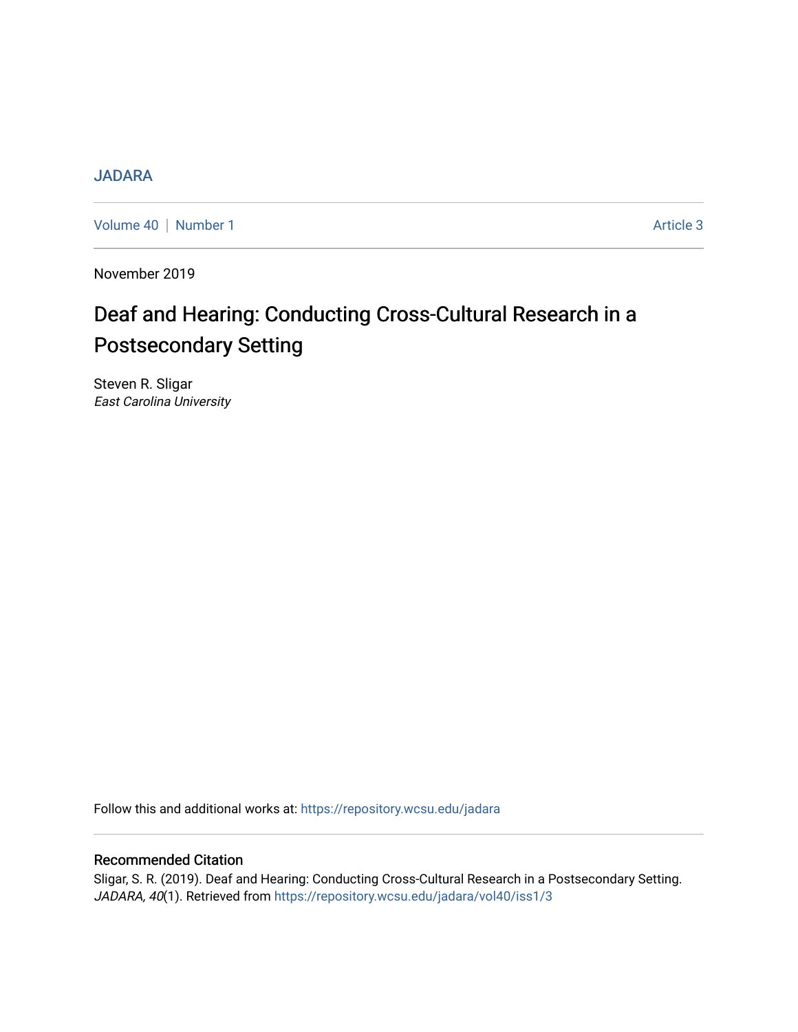JADARA

Volume 40 | Number 1 | Article 3

November 2019

# Deaf and Hearing: Conducting Cross-Cultural Research in a Postsecondary Setting

Steven R. Sligar
*East Carolina University*

Follow this and additional works at: https://repository.wcsu.edu/jadara

## Recommended Citation

Sligar, S. R. (2019). Deaf and Hearing: Conducting Cross-Cultural Research in a Postsecondary Setting. *JADARA, 40*(1). Retrieved from https://repository.wcsu.edu/jadara/vol40/iss1/3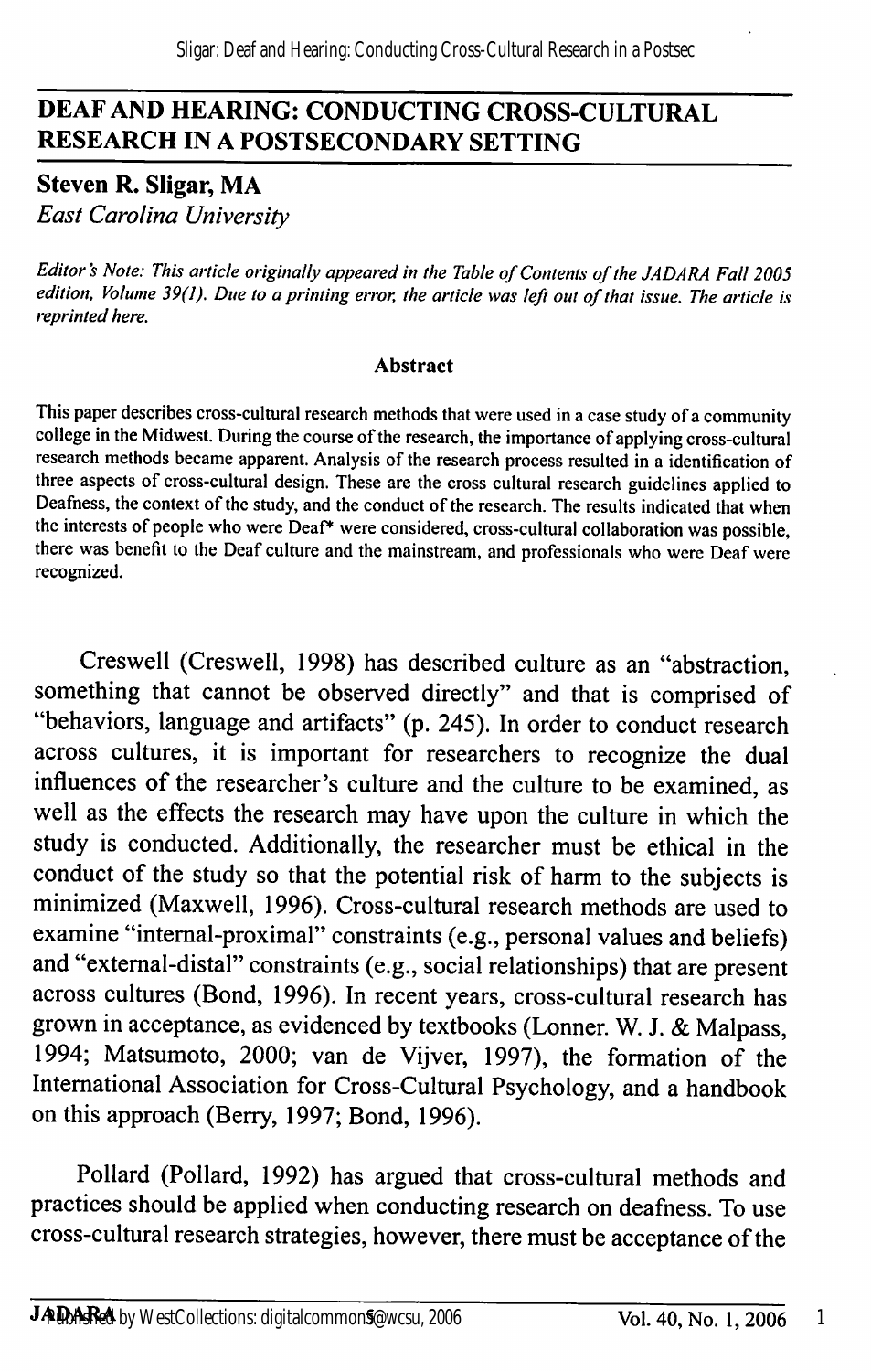# DEAF AND HEARING: CONDUCTING CROSS-CULTURAL RESEARCH IN A POSTSECONDARY SETTING

**Steven R. Sligar, MA**
*East Carolina University*

*Editor's Note: This article originally appeared in the Table of Contents of the JADARA Fall 2005 edition, Volume 39(1). Due to a printing error, the article was left out of that issue. The article is reprinted here.*

**Abstract**

This paper describes cross-cultural research methods that were used in a case study of a community college in the Midwest. During the course of the research, the importance of applying cross-cultural research methods became apparent. Analysis of the research process resulted in a identification of three aspects of cross-cultural design. These are the cross cultural research guidelines applied to Deafness, the context of the study, and the conduct of the research. The results indicated that when the interests of people who were Deaf* were considered, cross-cultural collaboration was possible, there was benefit to the Deaf culture and the mainstream, and professionals who were Deaf were recognized.

Creswell (Creswell, 1998) has described culture as an "abstraction, something that cannot be observed directly" and that is comprised of "behaviors, language and artifacts" (p. 245). In order to conduct research across cultures, it is important for researchers to recognize the dual influences of the researcher's culture and the culture to be examined, as well as the effects the research may have upon the culture in which the study is conducted. Additionally, the researcher must be ethical in the conduct of the study so that the potential risk of harm to the subjects is minimized (Maxwell, 1996). Cross-cultural research methods are used to examine "internal-proximal" constraints (e.g., personal values and beliefs) and "external-distal" constraints (e.g., social relationships) that are present across cultures (Bond, 1996). In recent years, cross-cultural research has grown in acceptance, as evidenced by textbooks (Lonner. W. J. & Malpass, 1994; Matsumoto, 2000; van de Vijver, 1997), the formation of the International Association for Cross-Cultural Psychology, and a handbook on this approach (Berry, 1997; Bond, 1996).

Pollard (Pollard, 1992) has argued that cross-cultural methods and practices should be applied when conducting research on deafness. To use cross-cultural research strategies, however, there must be acceptance of the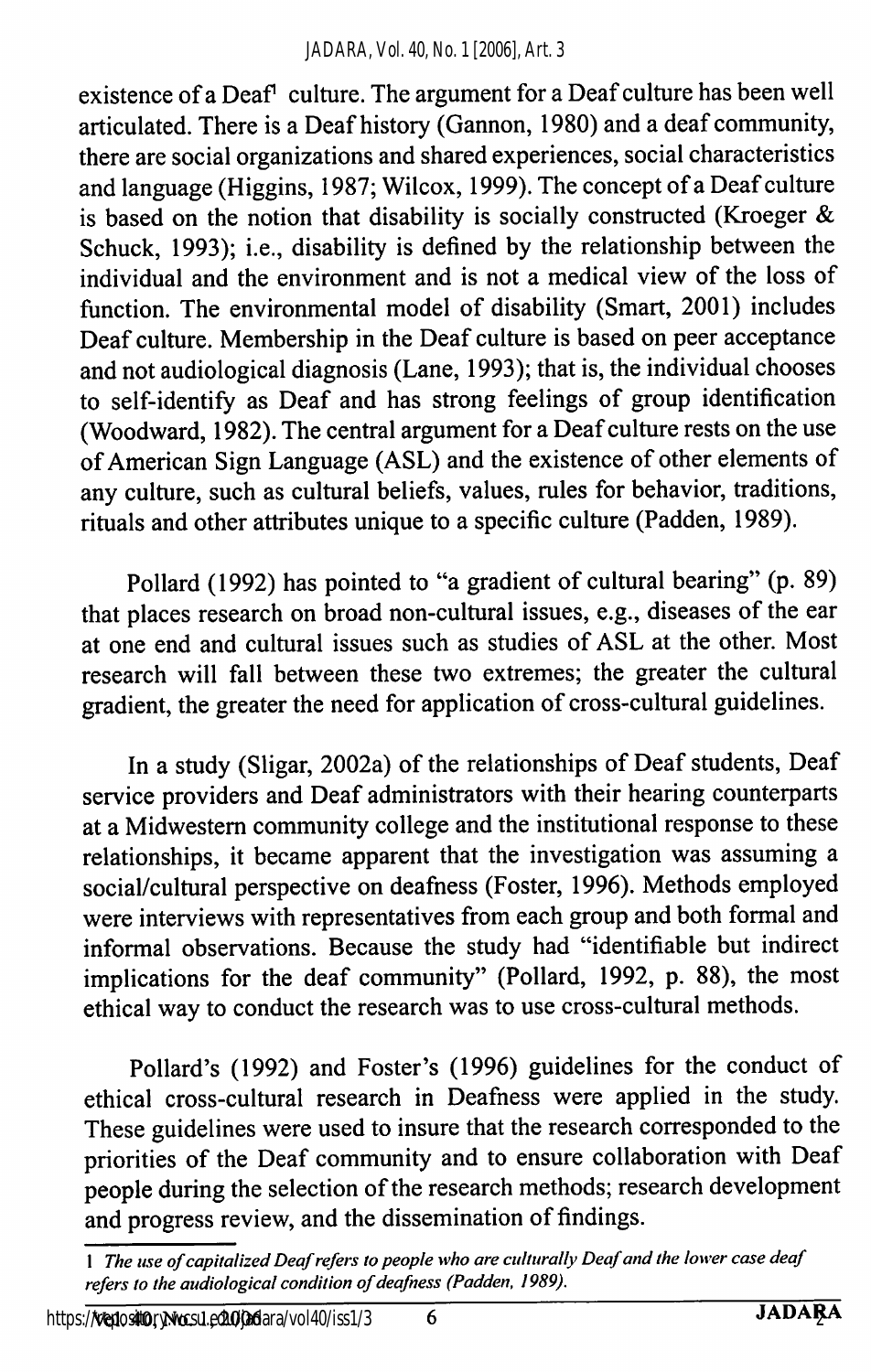existence of a Deaf[1] culture. The argument for a Deaf culture has been well articulated. There is a Deaf history (Gannon, 1980) and a deaf community, there are social organizations and shared experiences, social characteristics and language (Higgins, 1987; Wilcox, 1999). The concept of a Deaf culture is based on the notion that disability is socially constructed (Kroeger & Schuck, 1993); i.e., disability is defined by the relationship between the individual and the environment and is not a medical view of the loss of function. The environmental model of disability (Smart, 2001) includes Deaf culture. Membership in the Deaf culture is based on peer acceptance and not audiological diagnosis (Lane, 1993); that is, the individual chooses to self-identify as Deaf and has strong feelings of group identification (Woodward, 1982). The central argument for a Deaf culture rests on the use of American Sign Language (ASL) and the existence of other elements of any culture, such as cultural beliefs, values, rules for behavior, traditions, rituals and other attributes unique to a specific culture (Padden, 1989).

Pollard (1992) has pointed to "a gradient of cultural bearing" (p. 89) that places research on broad non-cultural issues, e.g., diseases of the ear at one end and cultural issues such as studies of ASL at the other. Most research will fall between these two extremes; the greater the cultural gradient, the greater the need for application of cross-cultural guidelines.

In a study (Sligar, 2002a) of the relationships of Deaf students, Deaf service providers and Deaf administrators with their hearing counterparts at a Midwestern community college and the institutional response to these relationships, it became apparent that the investigation was assuming a social/cultural perspective on deafness (Foster, 1996). Methods employed were interviews with representatives from each group and both formal and informal observations. Because the study had "identifiable but indirect implications for the deaf community" (Pollard, 1992, p. 88), the most ethical way to conduct the research was to use cross-cultural methods.

Pollard's (1992) and Foster's (1996) guidelines for the conduct of ethical cross-cultural research in Deafness were applied in the study. These guidelines were used to insure that the research corresponded to the priorities of the Deaf community and to ensure collaboration with Deaf people during the selection of the research methods; research development and progress review, and the dissemination of findings.

---

1 *The use of capitalized Deaf refers to people who are culturally Deaf and the lower case deaf refers to the audiological condition of deafness (Padden, 1989).*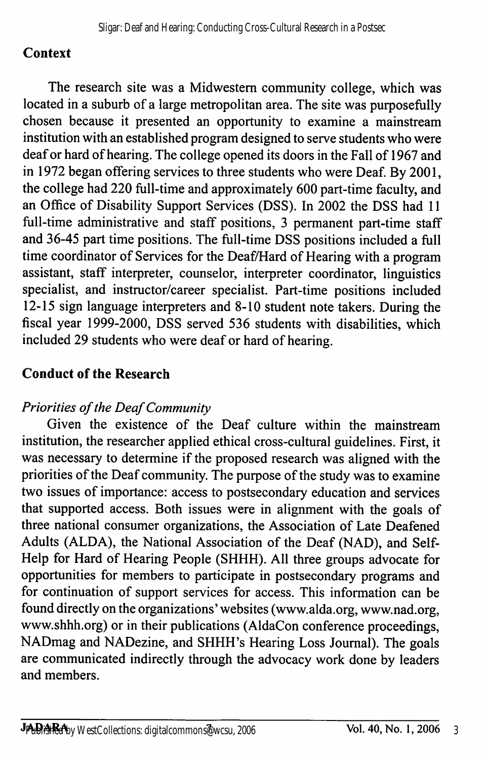## Context

The research site was a Midwestern community college, which was located in a suburb of a large metropolitan area. The site was purposefully chosen because it presented an opportunity to examine a mainstream institution with an established program designed to serve students who were deaf or hard of hearing. The college opened its doors in the Fall of 1967 and in 1972 began offering services to three students who were Deaf. By 2001, the college had 220 full-time and approximately 600 part-time faculty, and an Office of Disability Support Services (DSS). In 2002 the DSS had 11 full-time administrative and staff positions, 3 permanent part-time staff and 36-45 part time positions. The full-time DSS positions included a full time coordinator of Services for the Deaf/Hard of Hearing with a program assistant, staff interpreter, counselor, interpreter coordinator, linguistics specialist, and instructor/career specialist. Part-time positions included 12-15 sign language interpreters and 8-10 student note takers. During the fiscal year 1999-2000, DSS served 536 students with disabilities, which included 29 students who were deaf or hard of hearing.

## Conduct of the Research

### *Priorities of the Deaf Community*

Given the existence of the Deaf culture within the mainstream institution, the researcher applied ethical cross-cultural guidelines. First, it was necessary to determine if the proposed research was aligned with the priorities of the Deaf community. The purpose of the study was to examine two issues of importance: access to postsecondary education and services that supported access. Both issues were in alignment with the goals of three national consumer organizations, the Association of Late Deafened Adults (ALDA), the National Association of the Deaf (NAD), and Self-Help for Hard of Hearing People (SHHH). All three groups advocate for opportunities for members to participate in postsecondary programs and for continuation of support services for access. This information can be found directly on the organizations' websites (www.alda.org, www.nad.org, www.shhh.org) or in their publications (AldaCon conference proceedings, NADmag and NADezine, and SHHH's Hearing Loss Journal). The goals are communicated indirectly through the advocacy work done by leaders and members.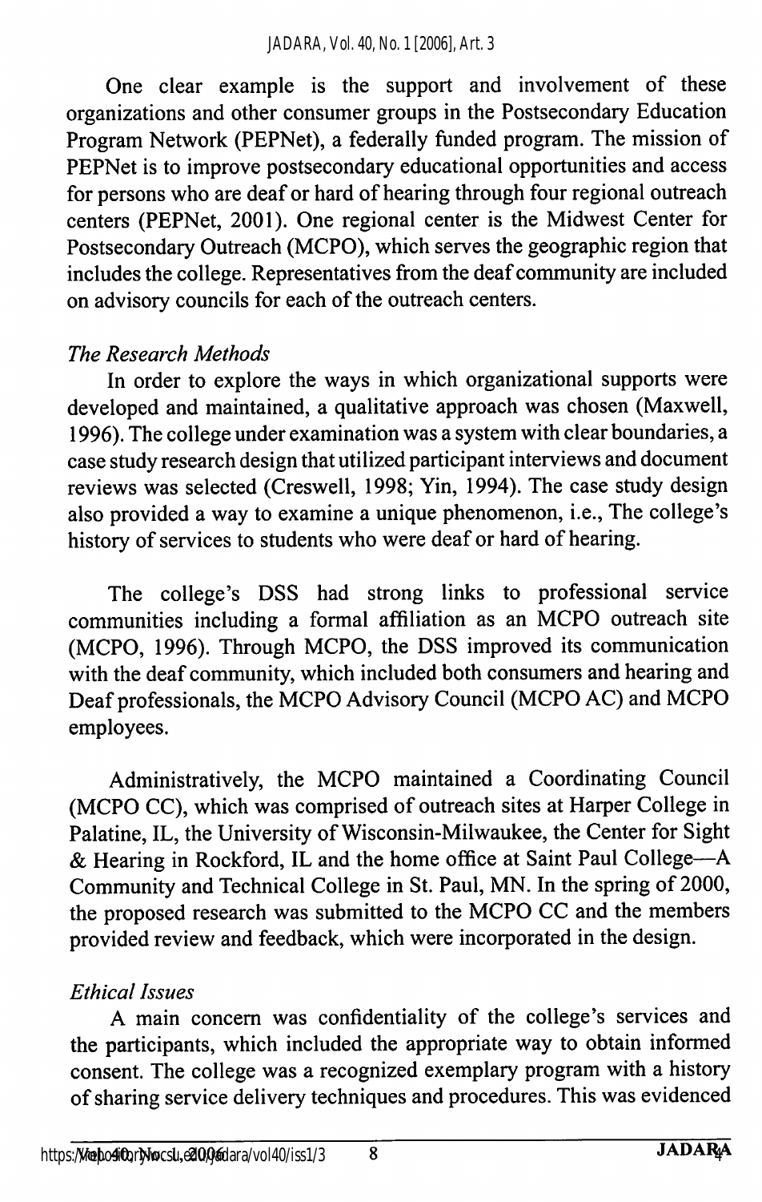One clear example is the support and involvement of these organizations and other consumer groups in the Postsecondary Education Program Network (PEPNet), a federally funded program. The mission of PEPNet is to improve postsecondary educational opportunities and access for persons who are deaf or hard of hearing through four regional outreach centers (PEPNet, 2001). One regional center is the Midwest Center for Postsecondary Outreach (MCPO), which serves the geographic region that includes the college. Representatives from the deaf community are included on advisory councils for each of the outreach centers.

### *The Research Methods*

In order to explore the ways in which organizational supports were developed and maintained, a qualitative approach was chosen (Maxwell, 1996). The college under examination was a system with clear boundaries, a case study research design that utilized participant interviews and document reviews was selected (Creswell, 1998; Yin, 1994). The case study design also provided a way to examine a unique phenomenon, i.e., The college's history of services to students who were deaf or hard of hearing.

The college's DSS had strong links to professional service communities including a formal affiliation as an MCPO outreach site (MCPO, 1996). Through MCPO, the DSS improved its communication with the deaf community, which included both consumers and hearing and Deaf professionals, the MCPO Advisory Council (MCPO AC) and MCPO employees.

Administratively, the MCPO maintained a Coordinating Council (MCPO CC), which was comprised of outreach sites at Harper College in Palatine, IL, the University of Wisconsin-Milwaukee, the Center for Sight & Hearing in Rockford, IL and the home office at Saint Paul College—A Community and Technical College in St. Paul, MN. In the spring of 2000, the proposed research was submitted to the MCPO CC and the members provided review and feedback, which were incorporated in the design.

### *Ethical Issues*

A main concern was confidentiality of the college's services and the participants, which included the appropriate way to obtain informed consent. The college was a recognized exemplary program with a history of sharing service delivery techniques and procedures. This was evidenced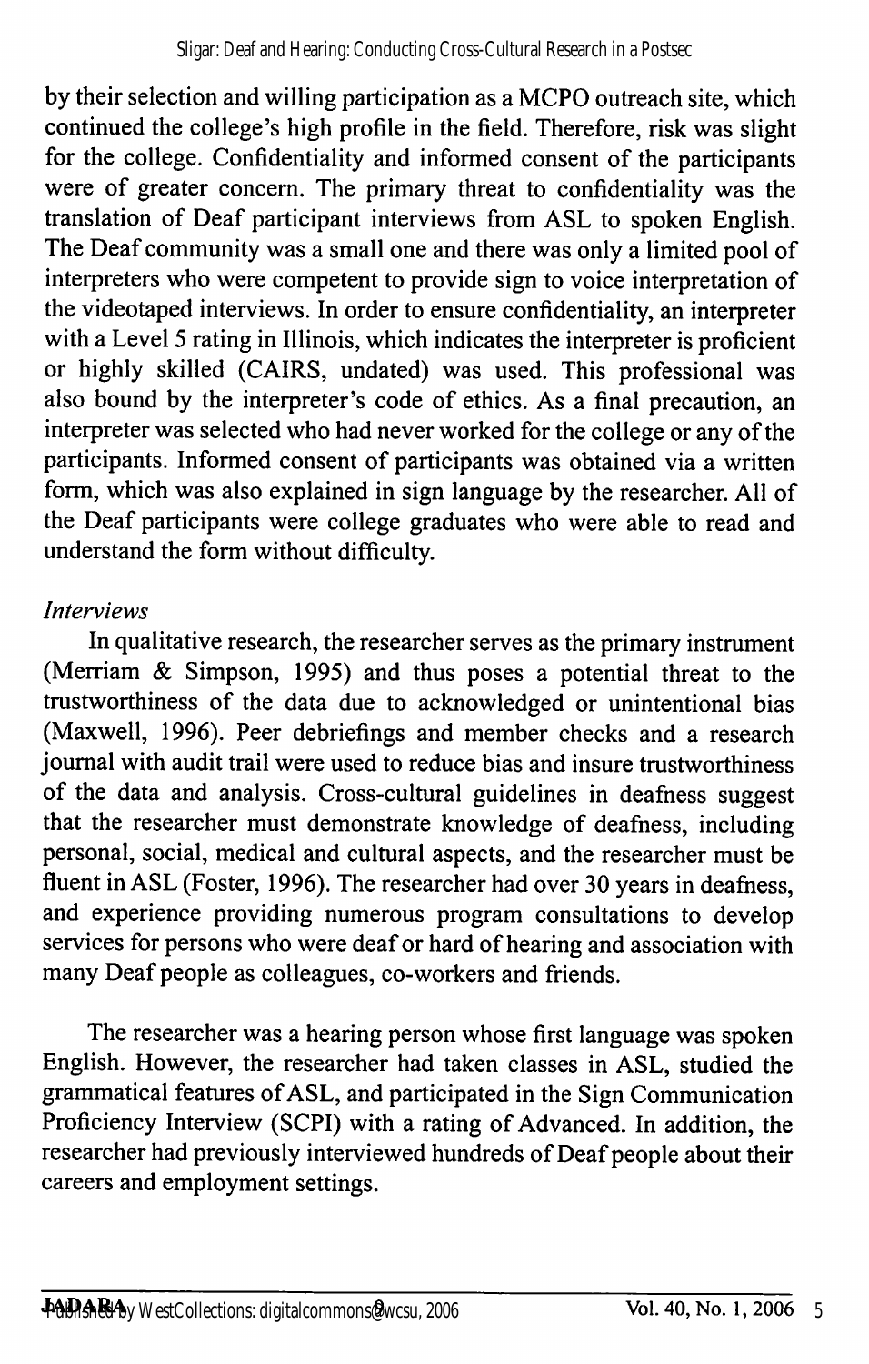by their selection and willing participation as a MCPO outreach site, which continued the college's high profile in the field. Therefore, risk was slight for the college. Confidentiality and informed consent of the participants were of greater concern. The primary threat to confidentiality was the translation of Deaf participant interviews from ASL to spoken English. The Deaf community was a small one and there was only a limited pool of interpreters who were competent to provide sign to voice interpretation of the videotaped interviews. In order to ensure confidentiality, an interpreter with a Level 5 rating in Illinois, which indicates the interpreter is proficient or highly skilled (CAIRS, undated) was used. This professional was also bound by the interpreter's code of ethics. As a final precaution, an interpreter was selected who had never worked for the college or any of the participants. Informed consent of participants was obtained via a written form, which was also explained in sign language by the researcher. All of the Deaf participants were college graduates who were able to read and understand the form without difficulty.

*Interviews*

In qualitative research, the researcher serves as the primary instrument (Merriam & Simpson, 1995) and thus poses a potential threat to the trustworthiness of the data due to acknowledged or unintentional bias (Maxwell, 1996). Peer debriefings and member checks and a research journal with audit trail were used to reduce bias and insure trustworthiness of the data and analysis. Cross-cultural guidelines in deafness suggest that the researcher must demonstrate knowledge of deafness, including personal, social, medical and cultural aspects, and the researcher must be fluent in ASL (Foster, 1996). The researcher had over 30 years in deafness, and experience providing numerous program consultations to develop services for persons who were deaf or hard of hearing and association with many Deaf people as colleagues, co-workers and friends.

The researcher was a hearing person whose first language was spoken English. However, the researcher had taken classes in ASL, studied the grammatical features of ASL, and participated in the Sign Communication Proficiency Interview (SCPI) with a rating of Advanced. In addition, the researcher had previously interviewed hundreds of Deaf people about their careers and employment settings.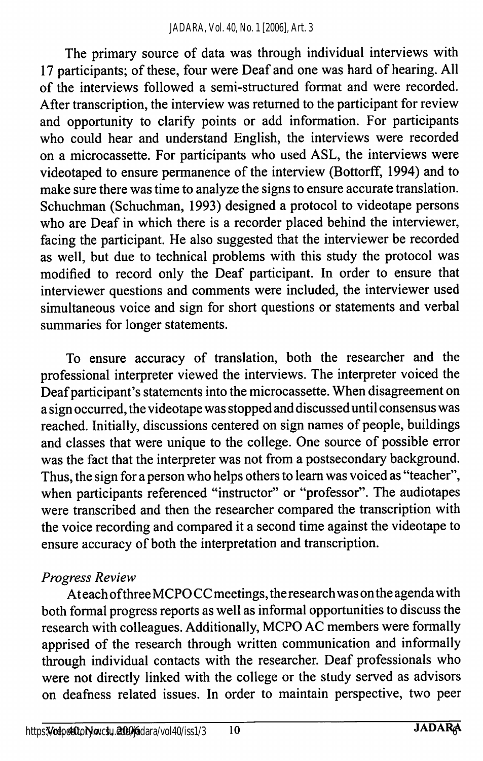The primary source of data was through individual interviews with 17 participants; of these, four were Deaf and one was hard of hearing. All of the interviews followed a semi-structured format and were recorded. After transcription, the interview was returned to the participant for review and opportunity to clarify points or add information. For participants who could hear and understand English, the interviews were recorded on a microcassette. For participants who used ASL, the interviews were videotaped to ensure permanence of the interview (Bottorff, 1994) and to make sure there was time to analyze the signs to ensure accurate translation. Schuchman (Schuchman, 1993) designed a protocol to videotape persons who are Deaf in which there is a recorder placed behind the interviewer, facing the participant. He also suggested that the interviewer be recorded as well, but due to technical problems with this study the protocol was modified to record only the Deaf participant. In order to ensure that interviewer questions and comments were included, the interviewer used simultaneous voice and sign for short questions or statements and verbal summaries for longer statements.

To ensure accuracy of translation, both the researcher and the professional interpreter viewed the interviews. The interpreter voiced the Deaf participant's statements into the microcassette. When disagreement on a sign occurred, the videotape was stopped and discussed until consensus was reached. Initially, discussions centered on sign names of people, buildings and classes that were unique to the college. One source of possible error was the fact that the interpreter was not from a postsecondary background. Thus, the sign for a person who helps others to learn was voiced as "teacher", when participants referenced "instructor" or "professor". The audiotapes were transcribed and then the researcher compared the transcription with the voice recording and compared it a second time against the videotape to ensure accuracy of both the interpretation and transcription.

*Progress Review*

At each of three MCPO CC meetings, the research was on the agenda with both formal progress reports as well as informal opportunities to discuss the research with colleagues. Additionally, MCPO AC members were formally apprised of the research through written communication and informally through individual contacts with the researcher. Deaf professionals who were not directly linked with the college or the study served as advisors on deafness related issues. In order to maintain perspective, two peer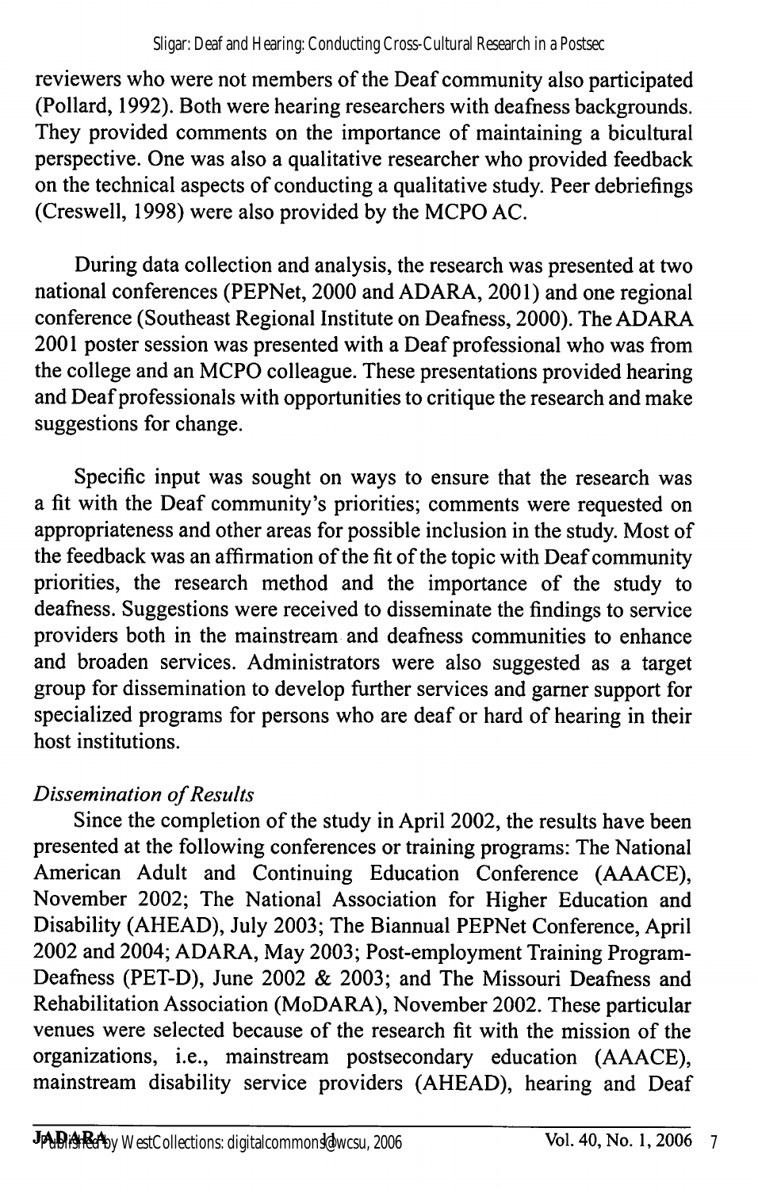reviewers who were not members of the Deaf community also participated (Pollard, 1992). Both were hearing researchers with deafness backgrounds. They provided comments on the importance of maintaining a bicultural perspective. One was also a qualitative researcher who provided feedback on the technical aspects of conducting a qualitative study. Peer debriefings (Creswell, 1998) were also provided by the MCPO AC.

During data collection and analysis, the research was presented at two national conferences (PEPNet, 2000 and ADARA, 2001) and one regional conference (Southeast Regional Institute on Deafness, 2000). The ADARA 2001 poster session was presented with a Deaf professional who was from the college and an MCPO colleague. These presentations provided hearing and Deaf professionals with opportunities to critique the research and make suggestions for change.

Specific input was sought on ways to ensure that the research was a fit with the Deaf community's priorities; comments were requested on appropriateness and other areas for possible inclusion in the study. Most of the feedback was an affirmation of the fit of the topic with Deaf community priorities, the research method and the importance of the study to deafness. Suggestions were received to disseminate the findings to service providers both in the mainstream and deafness communities to enhance and broaden services. Administrators were also suggested as a target group for dissemination to develop further services and garner support for specialized programs for persons who are deaf or hard of hearing in their host institutions.

*Dissemination of Results*

Since the completion of the study in April 2002, the results have been presented at the following conferences or training programs: The National American Adult and Continuing Education Conference (AAACE), November 2002; The National Association for Higher Education and Disability (AHEAD), July 2003; The Biannual PEPNet Conference, April 2002 and 2004; ADARA, May 2003; Post-employment Training Program-Deafness (PET-D), June 2002 & 2003; and The Missouri Deafness and Rehabilitation Association (MoDARA), November 2002. These particular venues were selected because of the research fit with the mission of the organizations, i.e., mainstream postsecondary education (AAACE), mainstream disability service providers (AHEAD), hearing and Deaf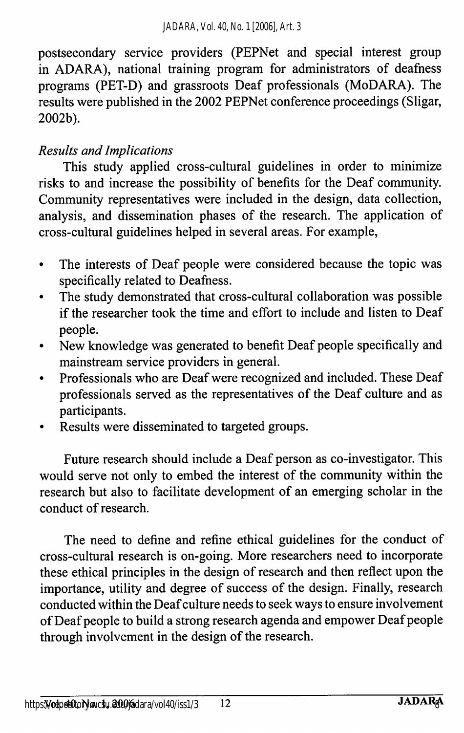postsecondary service providers (PEPNet and special interest group in ADARA), national training program for administrators of deafness programs (PET-D) and grassroots Deaf professionals (MoDARA). The results were published in the 2002 PEPNet conference proceedings (Sligar, 2002b).

### *Results and Implications*

This study applied cross-cultural guidelines in order to minimize risks to and increase the possibility of benefits for the Deaf community. Community representatives were included in the design, data collection, analysis, and dissemination phases of the research. The application of cross-cultural guidelines helped in several areas. For example,

- The interests of Deaf people were considered because the topic was specifically related to Deafness.
- The study demonstrated that cross-cultural collaboration was possible if the researcher took the time and effort to include and listen to Deaf people.
- New knowledge was generated to benefit Deaf people specifically and mainstream service providers in general.
- Professionals who are Deaf were recognized and included. These Deaf professionals served as the representatives of the Deaf culture and as participants.
- Results were disseminated to targeted groups.

Future research should include a Deaf person as co-investigator. This would serve not only to embed the interest of the community within the research but also to facilitate development of an emerging scholar in the conduct of research.

The need to define and refine ethical guidelines for the conduct of cross-cultural research is on-going. More researchers need to incorporate these ethical principles in the design of research and then reflect upon the importance, utility and degree of success of the design. Finally, research conducted within the Deaf culture needs to seek ways to ensure involvement of Deaf people to build a strong research agenda and empower Deaf people through involvement in the design of the research.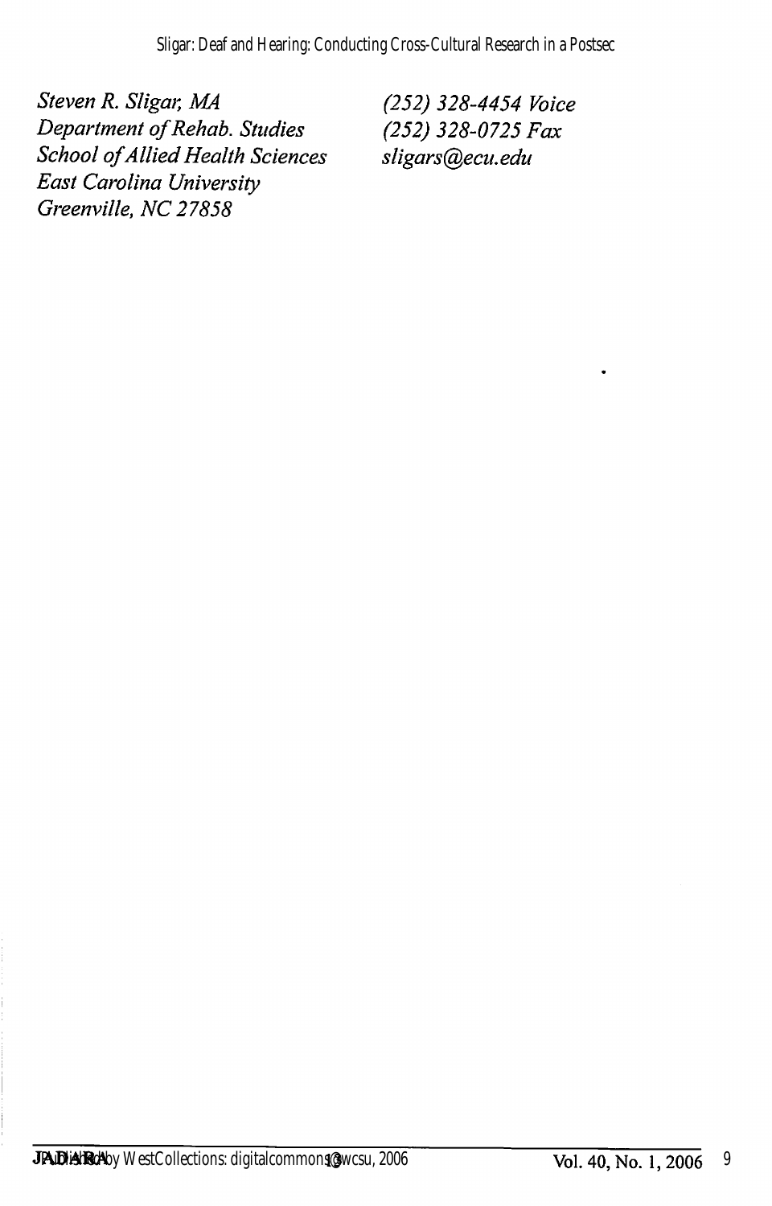*Steven R. Sligar, MA*
*Department of Rehab. Studies*
*School of Allied Health Sciences*
*East Carolina University*
*Greenville, NC 27858*

*(252) 328-4454 Voice*
*(252) 328-0725 Fax*
*sligars@ecu.edu*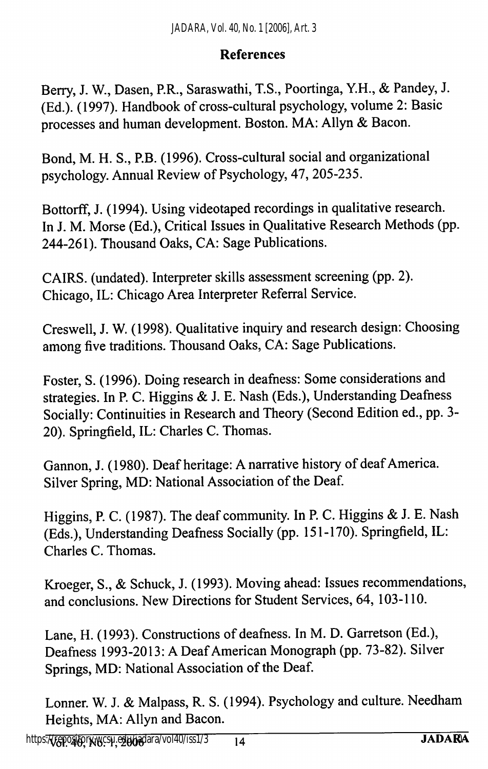## References

Berry, J. W., Dasen, P.R., Saraswathi, T.S., Poortinga, Y.H., & Pandey, J. (Ed.). (1997). Handbook of cross-cultural psychology, volume 2: Basic processes and human development. Boston. MA: Allyn & Bacon.

Bond, M. H. S., P.B. (1996). Cross-cultural social and organizational psychology. Annual Review of Psychology, 47, 205-235.

Bottorff, J. (1994). Using videotaped recordings in qualitative research. In J. M. Morse (Ed.), Critical Issues in Qualitative Research Methods (pp. 244-261). Thousand Oaks, CA: Sage Publications.

CAIRS. (undated). Interpreter skills assessment screening (pp. 2). Chicago, IL: Chicago Area Interpreter Referral Service.

Creswell, J. W. (1998). Qualitative inquiry and research design: Choosing among five traditions. Thousand Oaks, CA: Sage Publications.

Foster, S. (1996). Doing research in deafness: Some considerations and strategies. In P. C. Higgins & J. E. Nash (Eds.), Understanding Deafness Socially: Continuities in Research and Theory (Second Edition ed., pp. 3-20). Springfield, IL: Charles C. Thomas.

Gannon, J. (1980). Deaf heritage: A narrative history of deaf America. Silver Spring, MD: National Association of the Deaf.

Higgins, P. C. (1987). The deaf community. In P. C. Higgins & J. E. Nash (Eds.), Understanding Deafness Socially (pp. 151-170). Springfield, IL: Charles C. Thomas.

Kroeger, S., & Schuck, J. (1993). Moving ahead: Issues recommendations, and conclusions. New Directions for Student Services, 64, 103-110.

Lane, H. (1993). Constructions of deafness. In M. D. Garretson (Ed.), Deafness 1993-2013: A Deaf American Monograph (pp. 73-82). Silver Springs, MD: National Association of the Deaf.

Lonner. W. J. & Malpass, R. S. (1994). Psychology and culture. Needham Heights, MA: Allyn and Bacon.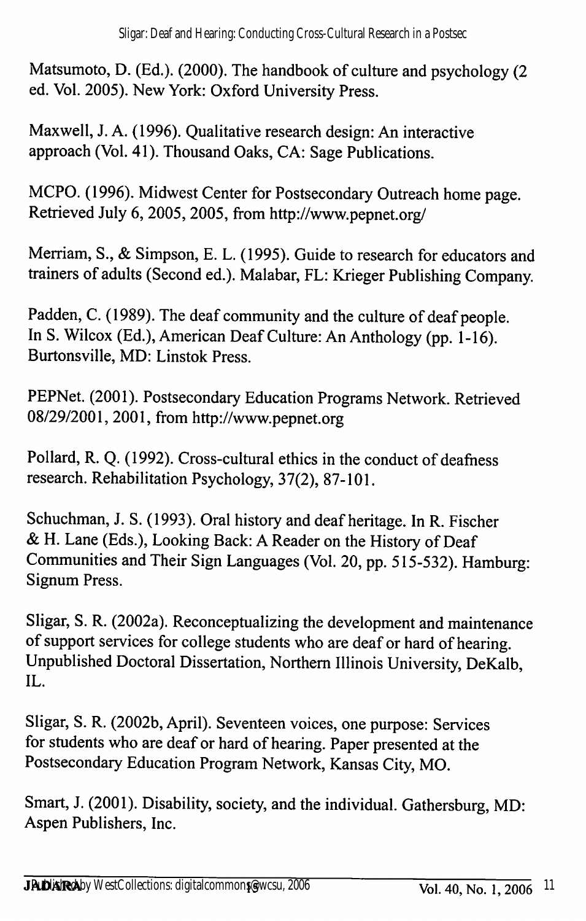Matsumoto, D. (Ed.). (2000). The handbook of culture and psychology (2 ed. Vol. 2005). New York: Oxford University Press.

Maxwell, J. A. (1996). Qualitative research design: An interactive approach (Vol. 41). Thousand Oaks, CA: Sage Publications.

MCPO. (1996). Midwest Center for Postsecondary Outreach home page. Retrieved July 6, 2005, 2005, from http://www.pepnet.org/

Merriam, S., & Simpson, E. L. (1995). Guide to research for educators and trainers of adults (Second ed.). Malabar, FL: Krieger Publishing Company.

Padden, C. (1989). The deaf community and the culture of deaf people. In S. Wilcox (Ed.), American Deaf Culture: An Anthology (pp. 1-16). Burtonsville, MD: Linstok Press.

PEPNet. (2001). Postsecondary Education Programs Network. Retrieved 08/29/2001, 2001, from http://www.pepnet.org

Pollard, R. Q. (1992). Cross-cultural ethics in the conduct of deafness research. Rehabilitation Psychology, 37(2), 87-101.

Schuchman, J. S. (1993). Oral history and deaf heritage. In R. Fischer & H. Lane (Eds.), Looking Back: A Reader on the History of Deaf Communities and Their Sign Languages (Vol. 20, pp. 515-532). Hamburg: Signum Press.

Sligar, S. R. (2002a). Reconceptualizing the development and maintenance of support services for college students who are deaf or hard of hearing. Unpublished Doctoral Dissertation, Northern Illinois University, DeKalb, IL.

Sligar, S. R. (2002b, April). Seventeen voices, one purpose: Services for students who are deaf or hard of hearing. Paper presented at the Postsecondary Education Program Network, Kansas City, MO.

Smart, J. (2001). Disability, society, and the individual. Gathersburg, MD: Aspen Publishers, Inc.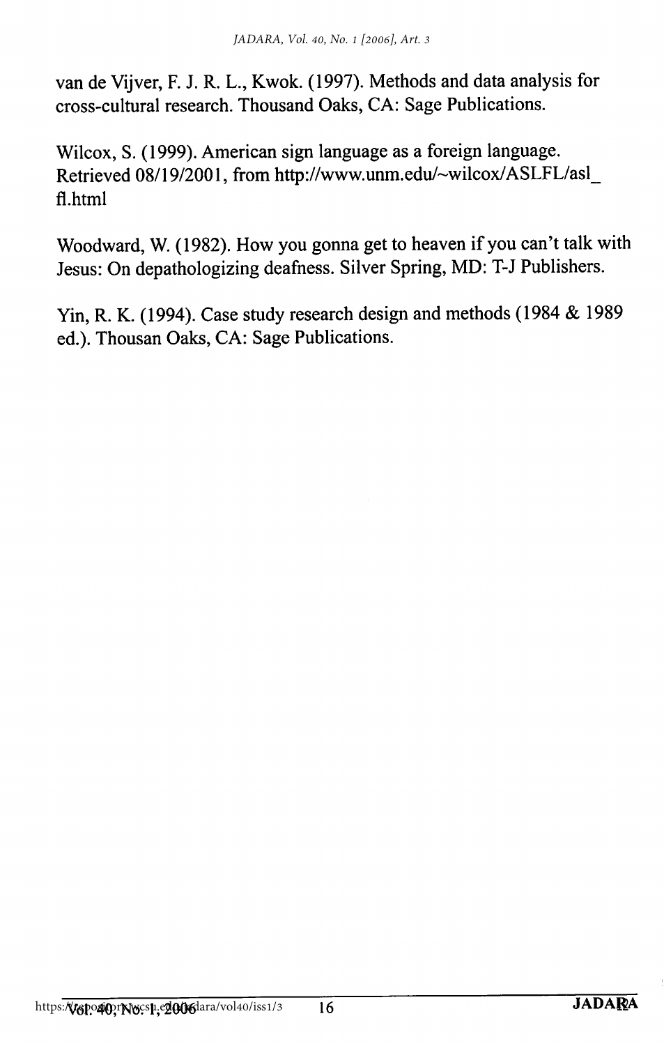van de Vijver, F. J. R. L., Kwok. (1997). Methods and data analysis for cross-cultural research. Thousand Oaks, CA: Sage Publications.

Wilcox, S. (1999). American sign language as a foreign language. Retrieved 08/19/2001, from http://www.unm.edu/~wilcox/ASLFL/asl_fl.html

Woodward, W. (1982). How you gonna get to heaven if you can't talk with Jesus: On depathologizing deafness. Silver Spring, MD: T-J Publishers.

Yin, R. K. (1994). Case study research design and methods (1984 & 1989 ed.). Thousan Oaks, CA: Sage Publications.